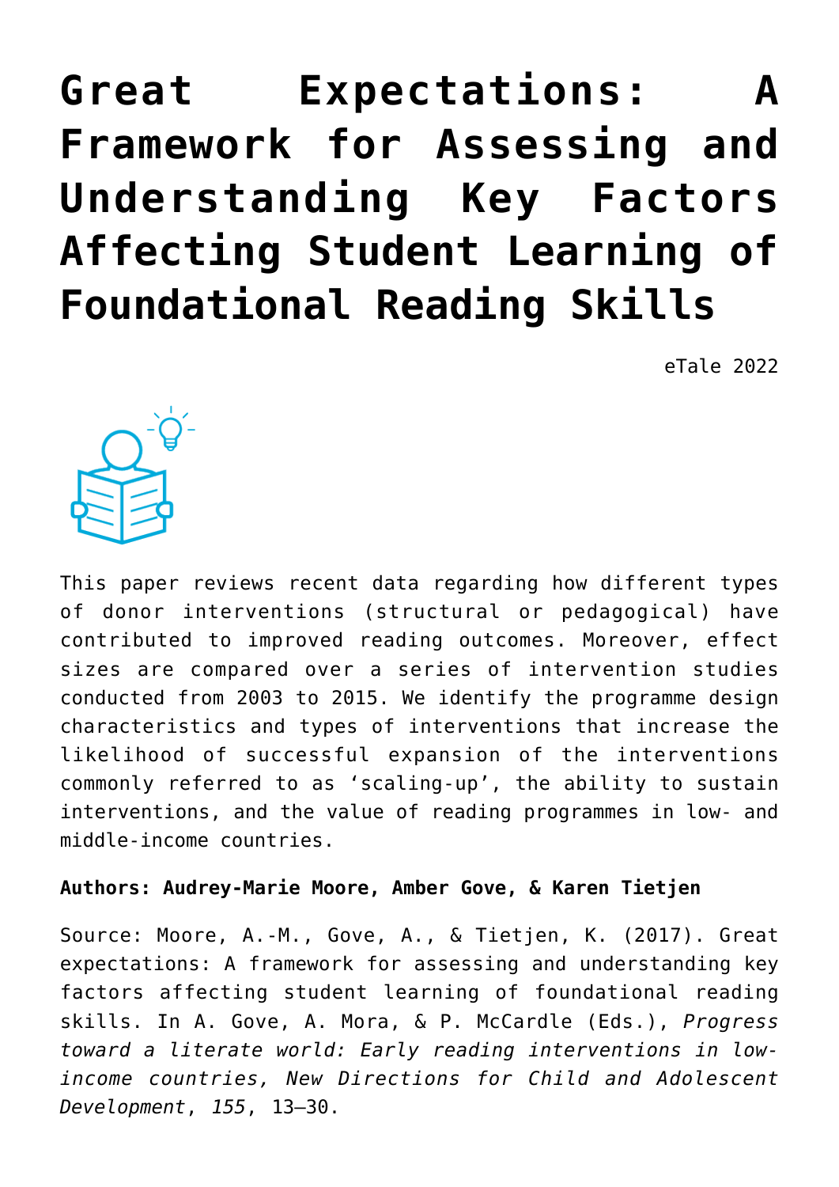# Great Expectations: A Framework for Assessing and Understanding Key Factors Affecting Student Learning of Foundational Reading Skills

eTale 2022

This paper reviews recent data regarding how different types of donor interventions (structural or pedagogical) have contributed to improved reading outcomes. Moreover, effect sizes are compared over a series of intervention studies conducted from 2003 to 2015. We identify the programme design characteristics and types of interventions that increase the likelihood of successful expansion of the interventions commonly referred to as 'scaling-up', the ability to sustain interventions, and the value of reading programmes in low- and middle-income countries.

**Authors: Audrey-Marie Moore, Amber Gove, & Karen Tietjen**

Source: Moore, A.-M., Gove, A., & Tietjen, K. (2017). Great expectations: A framework for assessing and understanding key factors affecting student learning of foundational reading skills. In A. Gove, A. Mora, & P. McCardle (Eds.), *Progress toward a literate world: Early reading interventions in low-income countries, New Directions for Child and Adolescent Development*, *155*, 13–30.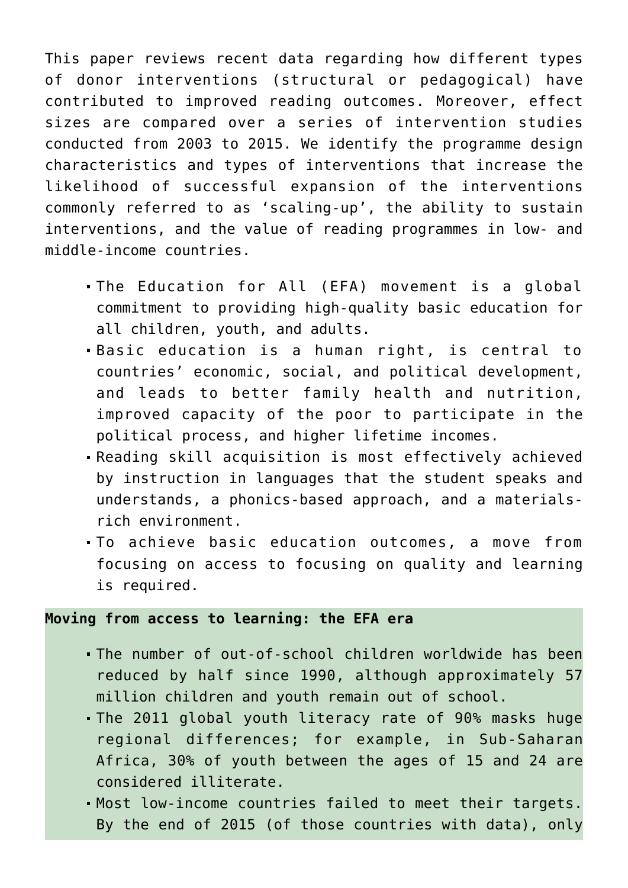This paper reviews recent data regarding how different types of donor interventions (structural or pedagogical) have contributed to improved reading outcomes. Moreover, effect sizes are compared over a series of intervention studies conducted from 2003 to 2015. We identify the programme design characteristics and types of interventions that increase the likelihood of successful expansion of the interventions commonly referred to as 'scaling-up', the ability to sustain interventions, and the value of reading programmes in low- and middle-income countries.

- The Education for All (EFA) movement is a global commitment to providing high-quality basic education for all children, youth, and adults.
- Basic education is a human right, is central to countries' economic, social, and political development, and leads to better family health and nutrition, improved capacity of the poor to participate in the political process, and higher lifetime incomes.
- Reading skill acquisition is most effectively achieved by instruction in languages that the student speaks and understands, a phonics-based approach, and a materials-rich environment.
- To achieve basic education outcomes, a move from focusing on access to focusing on quality and learning is required.

**Moving from access to learning: the EFA era**

- The number of out-of-school children worldwide has been reduced by half since 1990, although approximately 57 million children and youth remain out of school.
- The 2011 global youth literacy rate of 90% masks huge regional differences; for example, in Sub-Saharan Africa, 30% of youth between the ages of 15 and 24 are considered illiterate.
- Most low-income countries failed to meet their targets. By the end of 2015 (of those countries with data), only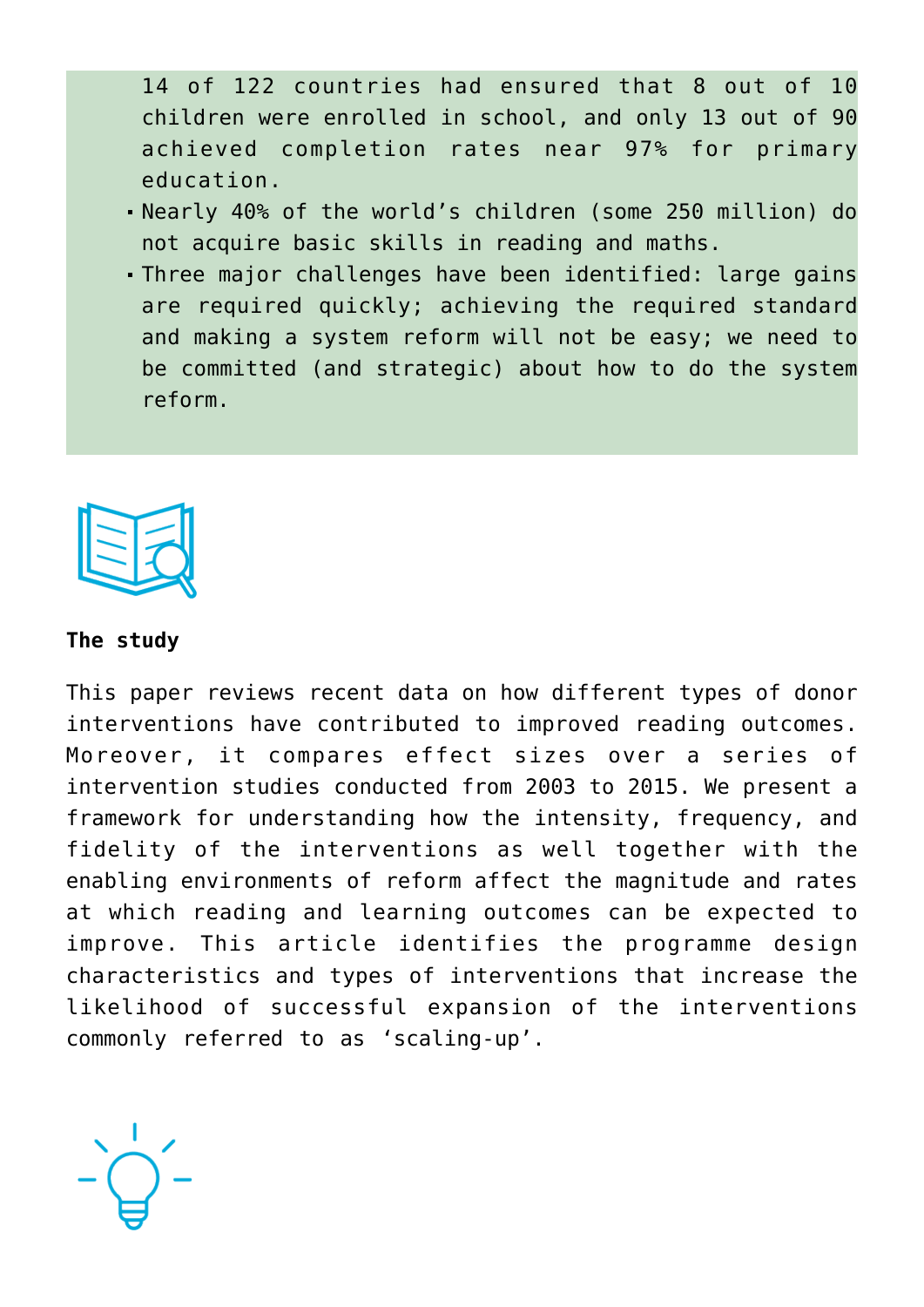14 of 122 countries had ensured that 8 out of 10 children were enrolled in school, and only 13 out of 90 achieved completion rates near 97% for primary education.

- Nearly 40% of the world's children (some 250 million) do not acquire basic skills in reading and maths.
- Three major challenges have been identified: large gains are required quickly; achieving the required standard and making a system reform will not be easy; we need to be committed (and strategic) about how to do the system reform.

**The study**

This paper reviews recent data on how different types of donor interventions have contributed to improved reading outcomes. Moreover, it compares effect sizes over a series of intervention studies conducted from 2003 to 2015. We present a framework for understanding how the intensity, frequency, and fidelity of the interventions as well together with the enabling environments of reform affect the magnitude and rates at which reading and learning outcomes can be expected to improve. This article identifies the programme design characteristics and types of interventions that increase the likelihood of successful expansion of the interventions commonly referred to as 'scaling-up'.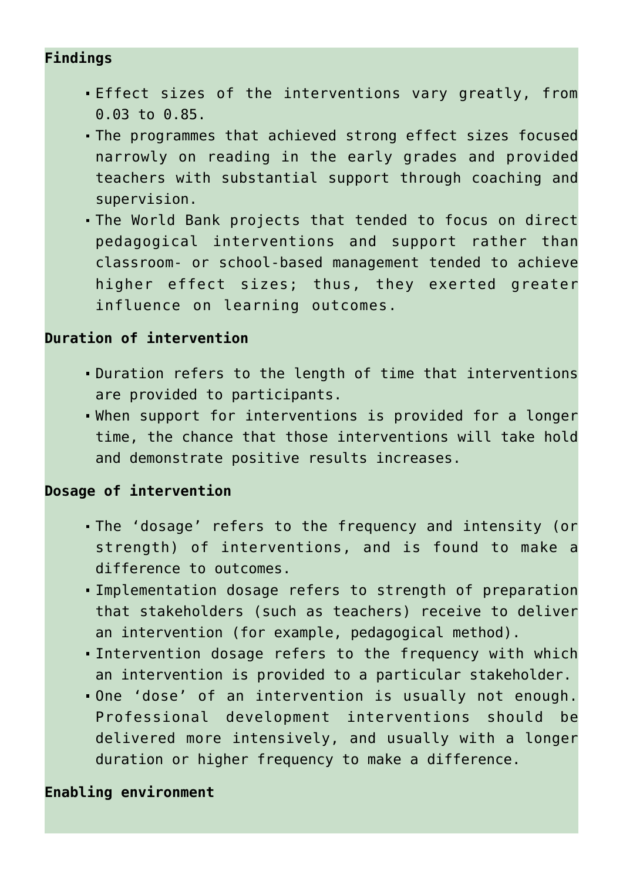**Findings**

- Effect sizes of the interventions vary greatly, from 0.03 to 0.85.
- The programmes that achieved strong effect sizes focused narrowly on reading in the early grades and provided teachers with substantial support through coaching and supervision.
- The World Bank projects that tended to focus on direct pedagogical interventions and support rather than classroom- or school-based management tended to achieve higher effect sizes; thus, they exerted greater influence on learning outcomes.

**Duration of intervention**

- Duration refers to the length of time that interventions are provided to participants.
- When support for interventions is provided for a longer time, the chance that those interventions will take hold and demonstrate positive results increases.

**Dosage of intervention**

- The 'dosage' refers to the frequency and intensity (or strength) of interventions, and is found to make a difference to outcomes.
- Implementation dosage refers to strength of preparation that stakeholders (such as teachers) receive to deliver an intervention (for example, pedagogical method).
- Intervention dosage refers to the frequency with which an intervention is provided to a particular stakeholder.
- One 'dose' of an intervention is usually not enough. Professional development interventions should be delivered more intensively, and usually with a longer duration or higher frequency to make a difference.

**Enabling environment**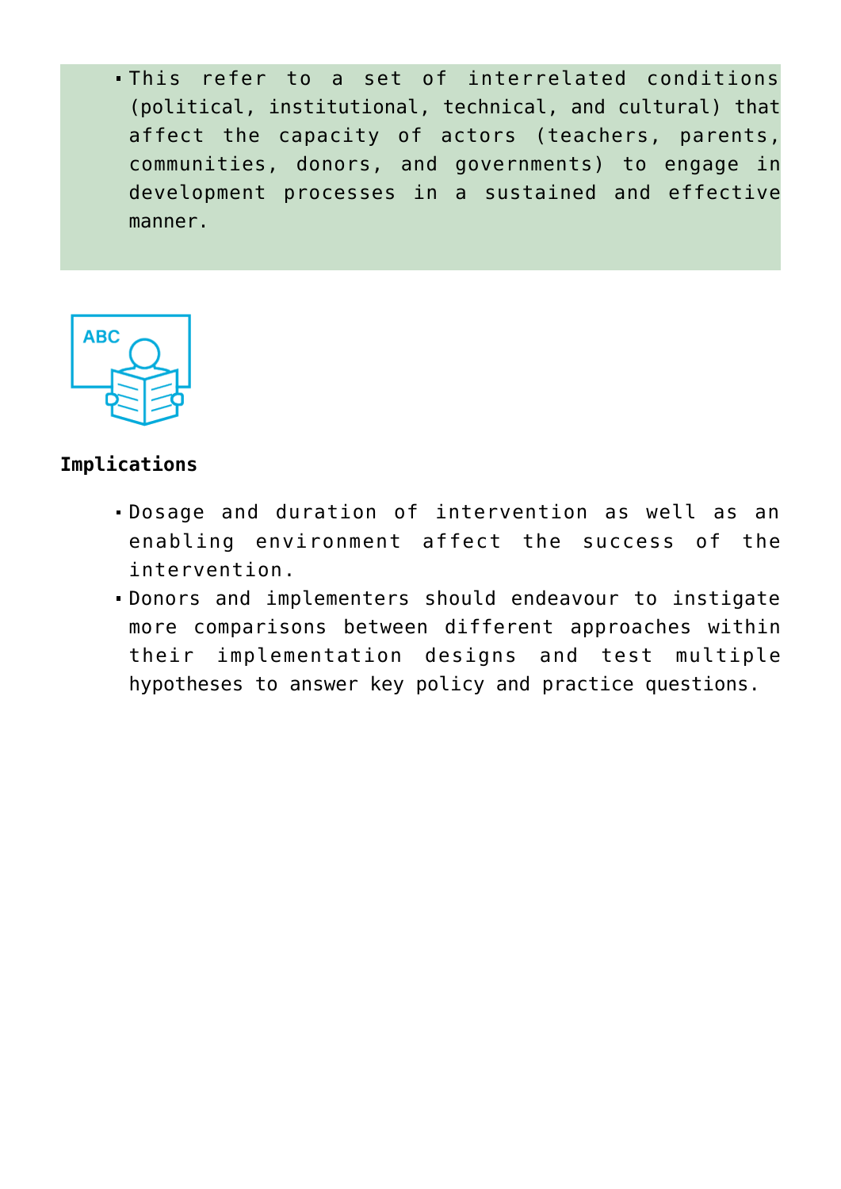- This refer to a set of interrelated conditions (political, institutional, technical, and cultural) that affect the capacity of actors (teachers, parents, communities, donors, and governments) to engage in development processes in a sustained and effective manner.

**Implications**

- Dosage and duration of intervention as well as an enabling environment affect the success of the intervention.
- Donors and implementers should endeavour to instigate more comparisons between different approaches within their implementation designs and test multiple hypotheses to answer key policy and practice questions.